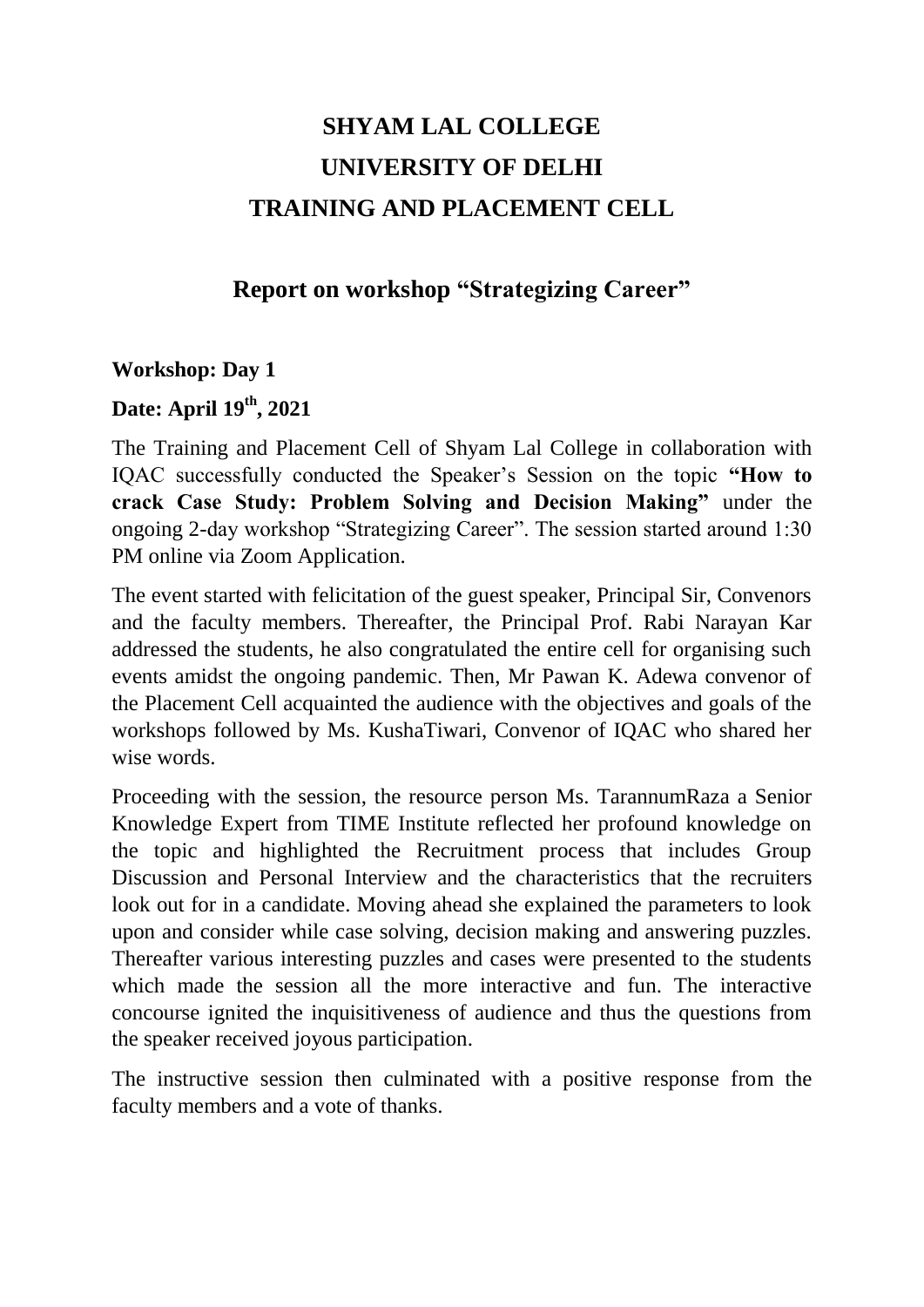# SHYAM LAL COLLEGE
# UNIVERSITY OF DELHI
# TRAINING AND PLACEMENT CELL

## Report on workshop "Strategizing Career"

**Workshop: Day 1**

**Date: April 19th, 2021**

The Training and Placement Cell of Shyam Lal College in collaboration with IQAC successfully conducted the Speaker's Session on the topic **"How to crack Case Study: Problem Solving and Decision Making"** under the ongoing 2-day workshop "Strategizing Career". The session started around 1:30 PM online via Zoom Application.

The event started with felicitation of the guest speaker, Principal Sir, Convenors and the faculty members. Thereafter, the Principal Prof. Rabi Narayan Kar addressed the students, he also congratulated the entire cell for organising such events amidst the ongoing pandemic. Then, Mr Pawan K. Adewa convenor of the Placement Cell acquainted the audience with the objectives and goals of the workshops followed by Ms. KushaTiwari, Convenor of IQAC who shared her wise words.

Proceeding with the session, the resource person Ms. TarannumRaza a Senior Knowledge Expert from TIME Institute reflected her profound knowledge on the topic and highlighted the Recruitment process that includes Group Discussion and Personal Interview and the characteristics that the recruiters look out for in a candidate. Moving ahead she explained the parameters to look upon and consider while case solving, decision making and answering puzzles. Thereafter various interesting puzzles and cases were presented to the students which made the session all the more interactive and fun. The interactive concourse ignited the inquisitiveness of audience and thus the questions from the speaker received joyous participation.

The instructive session then culminated with a positive response from the faculty members and a vote of thanks.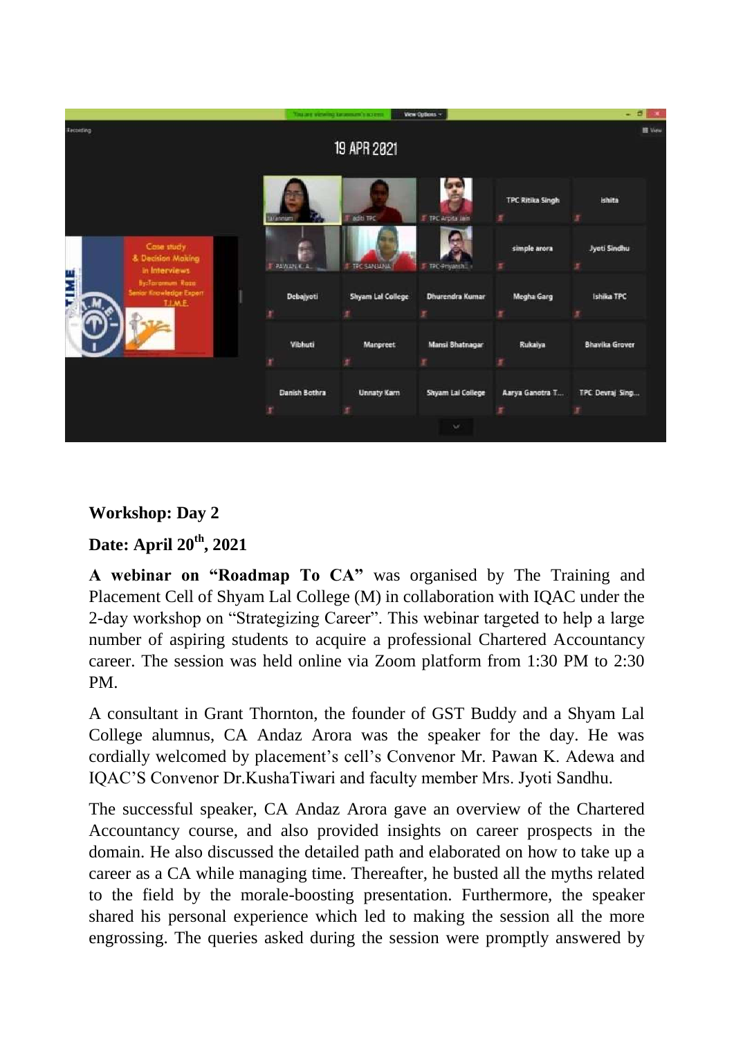**Workshop: Day 2**

**Date: April 20th, 2021**

**A webinar on "Roadmap To CA"** was organised by The Training and Placement Cell of Shyam Lal College (M) in collaboration with IQAC under the 2-day workshop on "Strategizing Career". This webinar targeted to help a large number of aspiring students to acquire a professional Chartered Accountancy career. The session was held online via Zoom platform from 1:30 PM to 2:30 PM.

A consultant in Grant Thornton, the founder of GST Buddy and a Shyam Lal College alumnus, CA Andaz Arora was the speaker for the day. He was cordially welcomed by placement's cell's Convenor Mr. Pawan K. Adewa and IQAC'S Convenor Dr.KushaTiwari and faculty member Mrs. Jyoti Sandhu.

The successful speaker, CA Andaz Arora gave an overview of the Chartered Accountancy course, and also provided insights on career prospects in the domain. He also discussed the detailed path and elaborated on how to take up a career as a CA while managing time. Thereafter, he busted all the myths related to the field by the morale-boosting presentation. Furthermore, the speaker shared his personal experience which led to making the session all the more engrossing. The queries asked during the session were promptly answered by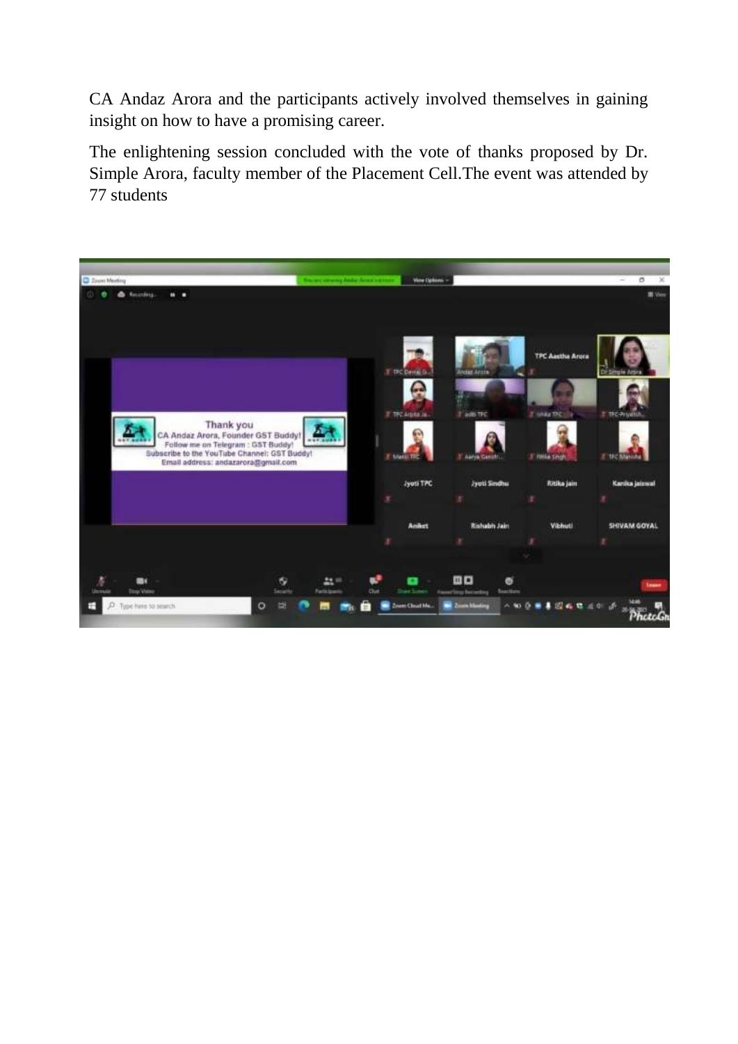CA Andaz Arora and the participants actively involved themselves in gaining insight on how to have a promising career.

The enlightening session concluded with the vote of thanks proposed by Dr. Simple Arora, faculty member of the Placement Cell.The event was attended by 77 students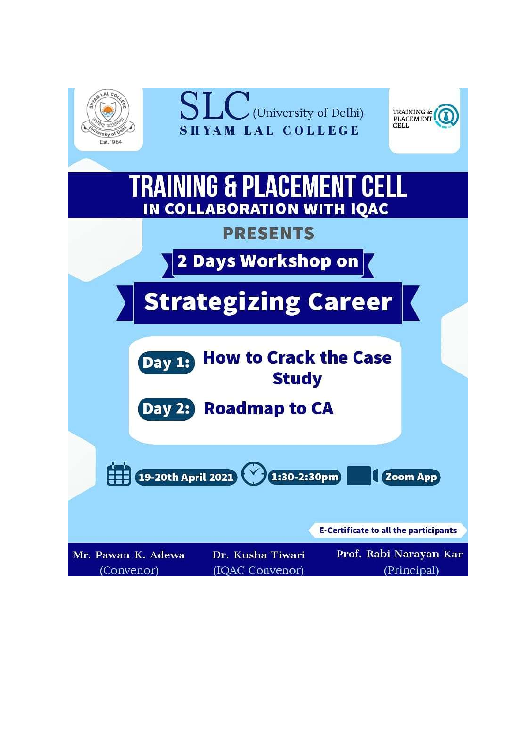SHYAM LAL COLLEGE
Est. 1964

# SLC (University of Delhi)

## SHYAM LAL COLLEGE

TRAINING & PLACEMENT CELL

# TRAINING & PLACEMENT CELL

## IN COLLABORATION WITH IQAC

### PRESENTS

**2 Days Workshop on**

# Strategizing Career

**Day 1:** How to Crack the Case Study

**Day 2:** Roadmap to CA

19-20th April 2021 | 1:30-2:30pm | Zoom App

E-Certificate to all the participants

Mr. Pawan K. Adewa (Convenor)

Dr. Kusha Tiwari (IQAC Convenor)

Prof. Rabi Narayan Kar (Principal)